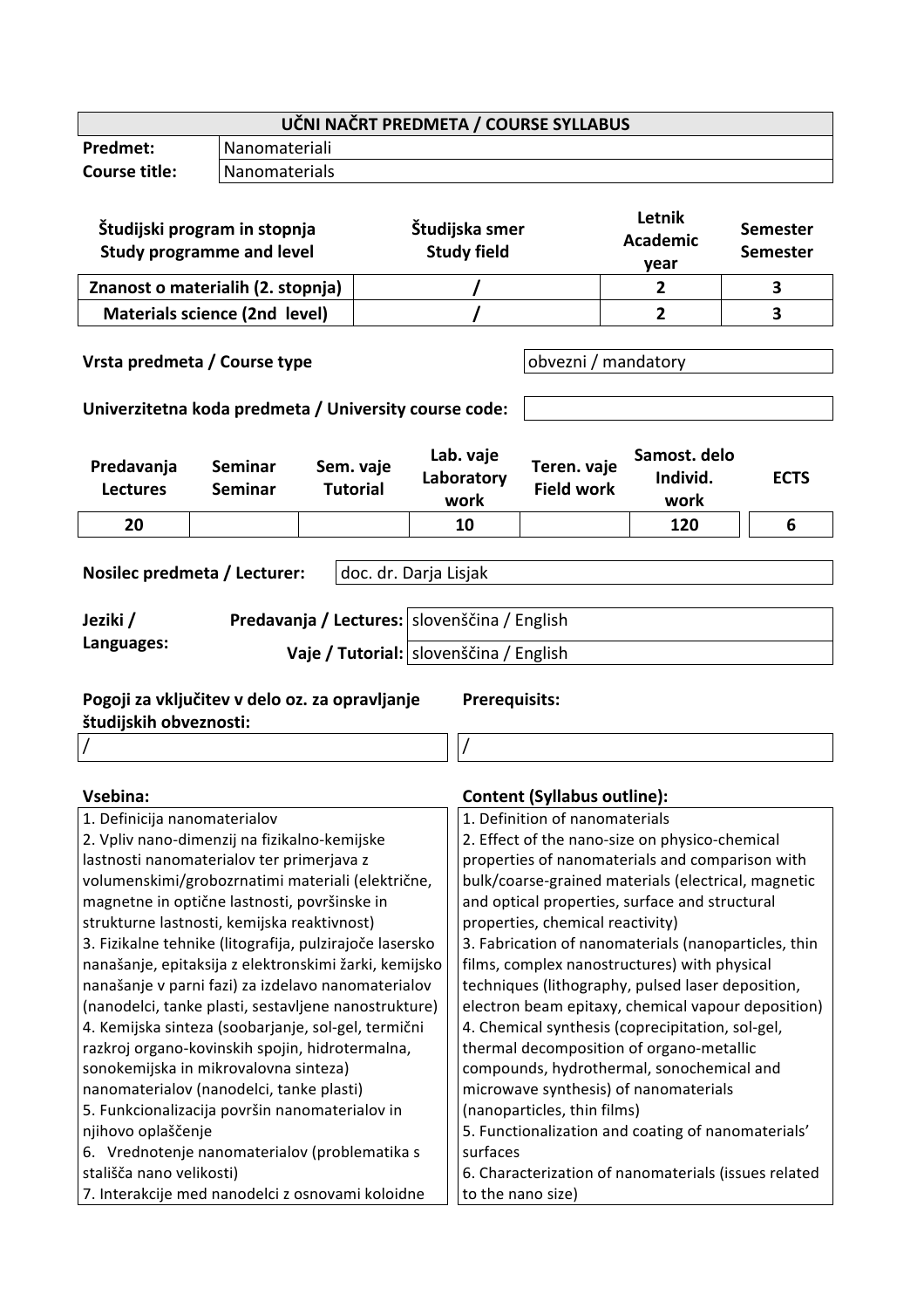| UČNI NAČRT PREDMETA / COURSE SYLLABUS | |
|---|---|
| **Predmet:** | Nanomateriali |
| **Course title:** | Nanomaterials |

| Študijski program in stopnja<br>Study programme and level | Študijska smer<br>Study field | Letnik<br>Academic year | Semester<br>Semester |
|---|---|---|---|
| **Znanost o materialih (2. stopnja)** | **/** | **2** | **3** |
| **Materials science (2nd level)** | **/** | **2** | **3** |

| | |
|---|---|
| **Vrsta predmeta / Course type** | obvezni / mandatory |
| **Univerzitetna koda predmeta / University course code:** | |

| Predavanja<br>Lectures | Seminar<br>Seminar | Sem. vaje<br>Tutorial | Lab. vaje<br>Laboratory work | Teren. vaje<br>Field work | Samost. delo<br>Individ. work | ECTS |
|---|---|---|---|---|---|---|
| 20 | | | 10 | | 120 | 6 |

| | |
|---|---|
| **Nosilec predmeta / Lecturer:** | doc. dr. Darja Lisjak |

| | | |
|---|---|---|
| **Jeziki / Languages:** | **Predavanja / Lectures:** | slovenščina / English |
| | **Vaje / Tutorial:** | slovenščina / English |

| Pogoji za vključitev v delo oz. za opravljanje študijskih obveznosti: | Prerequisits: |
|---|---|
| / | / |

| Vsebina: | Content (Syllabus outline): |
|---|---|
| 1. Definicija nanomaterialov<br>2. Vpliv nano-dimenzij na fizikalno-kemijske lastnosti nanomaterialov ter primerjava z volumenskimi/grobozrnatimi materiali (električne, magnetne in optične lastnosti, površinske in strukturne lastnosti, kemijska reaktivnost)<br>3. Fizikalne tehnike (litografija, pulzirajoče lasersko nanašanje, epitaksija z elektronskimi žarki, kemijsko nanašanje v parni fazi) za izdelavo nanomaterialov (nanodelci, tanke plasti, sestavljene nanostrukture)<br>4. Kemijska sinteza (soobarjanje, sol-gel, termični razkroj organo-kovinskih spojin, hidrotermalna, sonokemijska in mikrovalovna sinteza) nanomaterialov (nanodelci, tanke plasti)<br>5. Funkcionalizacija površin nanomaterialov in njihovo oplaščenje<br>6. Vrednotenje nanomaterialov (problematika s stališča nano velikosti)<br>7. Interakcije med nanodelci z osnovami koloidne | 1. Definition of nanomaterials<br>2. Effect of the nano-size on physico-chemical properties of nanomaterials and comparison with bulk/coarse-grained materials (electrical, magnetic and optical properties, surface and structural properties, chemical reactivity)<br>3. Fabrication of nanomaterials (nanoparticles, thin films, complex nanostructures) with physical techniques (lithography, pulsed laser deposition, electron beam epitaxy, chemical vapour deposition)<br>4. Chemical synthesis (coprecipitation, sol-gel, thermal decomposition of organo-metallic compounds, hydrothermal, sonochemical and microwave synthesis) of nanomaterials (nanoparticles, thin films)<br>5. Functionalization and coating of nanomaterials' surfaces<br>6. Characterization of nanomaterials (issues related to the nano size) |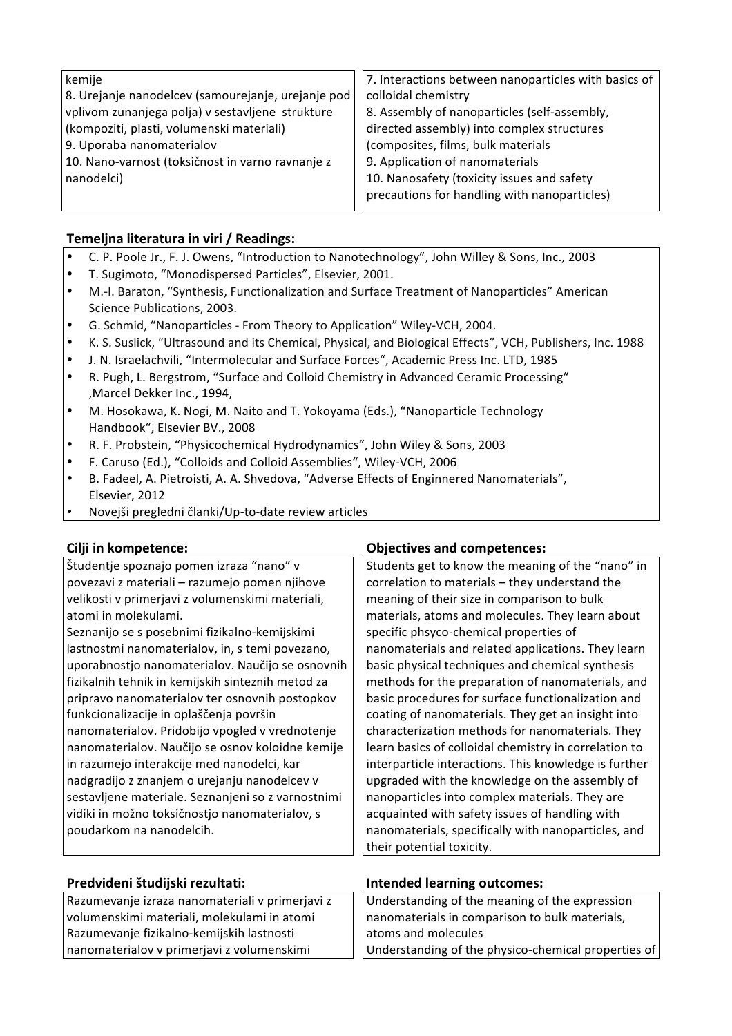| | |
|---|---|
| kemije<br>8. Urejanje nanodelcev (samourejanje, urejanje pod vplivom zunanjega polja) v sestavljene strukture (kompoziti, plasti, volumenski materiali)<br>9. Uporaba nanomaterialov<br>10. Nano-varnost (toksičnost in varno ravnanje z nanodelci) | 7. Interactions between nanoparticles with basics of colloidal chemistry<br>8. Assembly of nanoparticles (self-assembly, directed assembly) into complex structures (composites, films, bulk materials<br>9. Application of nanomaterials<br>10. Nanosafety (toxicity issues and safety precautions for handling with nanoparticles) |

**Temeljna literatura in viri / Readings:**

- C. P. Poole Jr., F. J. Owens, "Introduction to Nanotechnology", John Willey & Sons, Inc., 2003
- T. Sugimoto, "Monodispersed Particles", Elsevier, 2001.
- M.-I. Baraton, "Synthesis, Functionalization and Surface Treatment of Nanoparticles" American Science Publications, 2003.
- G. Schmid, "Nanoparticles - From Theory to Application" Wiley-VCH, 2004.
- K. S. Suslick, "Ultrasound and its Chemical, Physical, and Biological Effects", VCH, Publishers, Inc. 1988
- J. N. Israelachvili, "Intermolecular and Surface Forces", Academic Press Inc. LTD, 1985
- R. Pugh, L. Bergstrom, "Surface and Colloid Chemistry in Advanced Ceramic Processing" ,Marcel Dekker Inc., 1994,
- M. Hosokawa, K. Nogi, M. Naito and T. Yokoyama (Eds.), "Nanoparticle Technology Handbook", Elsevier BV., 2008
- R. F. Probstein, "Physicochemical Hydrodynamics", John Wiley & Sons, 2003
- F. Caruso (Ed.), "Colloids and Colloid Assemblies", Wiley-VCH, 2006
- B. Fadeel, A. Pietroisti, A. A. Shvedova, "Adverse Effects of Enginnered Nanomaterials", Elsevier, 2012
- Novejši pregledni članki/Up-to-date review articles

| **Cilji in kompetence:** | **Objectives and competences:** |
|---|---|
| Študentje spoznajo pomen izraza "nano" v povezavi z materiali – razumejo pomen njihove velikosti v primerjavi z volumenskimi materiali, atomi in molekulami.<br>Seznanijo se s posebnimi fizikalno-kemijskimi lastnostmi nanomaterialov, in, s temi povezano, uporabnostjo nanomaterialov. Naučijo se osnovnih fizikalnih tehnik in kemijskih sinteznih metod za pripravo nanomaterialov ter osnovnih postopkov funkcionalizacije in oplaščenja površin nanomaterialov. Pridobijo vpogled v vrednotenje nanomaterialov. Naučijo se osnov koloidne kemije in razumejo interakcije med nanodelci, kar nadgradijo z znanjem o urejanju nanodelcev v sestavljene materiale. Seznanjeni so z varnostnimi vidiki in možno toksičnostjo nanomaterialov, s poudarkom na nanodelcih. | Students get to know the meaning of the "nano" in correlation to materials – they understand the meaning of their size in comparison to bulk materials, atoms and molecules. They learn about specific phsyco-chemical properties of nanomaterials and related applications. They learn basic physical techniques and chemical synthesis methods for the preparation of nanomaterials, and basic procedures for surface functionalization and coating of nanomaterials. They get an insight into characterization methods for nanomaterials. They learn basics of colloidal chemistry in correlation to interparticle interactions. This knowledge is further upgraded with the knowledge on the assembly of nanoparticles into complex materials. They are acquainted with safety issues of handling with nanomaterials, specifically with nanoparticles, and their potential toxicity. |

| **Predvideni študijski rezultati:** | **Intended learning outcomes:** |
|---|---|
| Razumevanje izraza nanomateriali v primerjavi z volumenskimi materiali, molekulami in atomi<br>Razumevanje fizikalno-kemijskih lastnosti nanomaterialov v primerjavi z volumenskimi | Understanding of the meaning of the expression nanomaterials in comparison to bulk materials, atoms and molecules<br>Understanding of the physico-chemical properties of |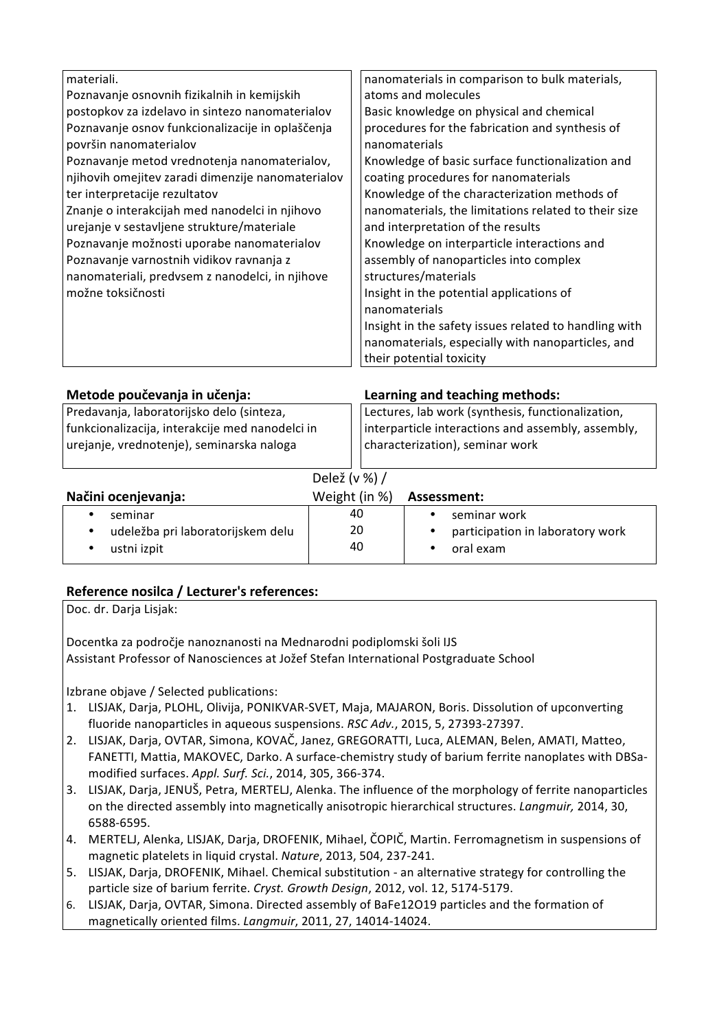| | |
|---|---|
| materiali.<br>Poznavanje osnovnih fizikalnih in kemijskih postopkov za izdelavo in sintezo nanomaterialov<br>Poznavanje osnov funkcionalizacije in oplaščenja površin nanomaterialov<br>Poznavanje metod vrednotenja nanomaterialov, njihovih omejitev zaradi dimenzije nanomaterialov ter interpretacije rezultatov<br>Znanje o interakcijah med nanodelci in njihovo urejanje v sestavljene strukture/materiale<br>Poznavanje možnosti uporabe nanomaterialov<br>Poznavanje varnostnih vidikov ravnanja z nanomateriali, predvsem z nanodelci, in njihove možne toksičnosti | nanomaterials in comparison to bulk materials, atoms and molecules<br>Basic knowledge on physical and chemical procedures for the fabrication and synthesis of nanomaterials<br>Knowledge of basic surface functionalization and coating procedures for nanomaterials<br>Knowledge of the characterization methods of nanomaterials, the limitations related to their size and interpretation of the results<br>Knowledge on interparticle interactions and assembly of nanoparticles into complex structures/materials<br>Insight in the potential applications of nanomaterials<br>Insight in the safety issues related to handling with nanomaterials, especially with nanoparticles, and their potential toxicity |

| Metode poučevanja in učenja: | Learning and teaching methods: |
|---|---|
| Predavanja, laboratorijsko delo (sinteza, funkcionalizacija, interakcije med nanodelci in urejanje, vrednotenje), seminarska naloga | Lectures, lab work (synthesis, functionalization, interparticle interactions and assembly, assembly, characterization), seminar work |

| Načini ocenjevanja: | Delež (v %) / Weight (in %) | Assessment: |
|---|---|---|
| • seminar | 40 | • seminar work |
| • udeležba pri laboratorijskem delu | 20 | • participation in laboratory work |
| • ustni izpit | 40 | • oral exam |

## Reference nosilca / Lecturer's references:

Doc. dr. Darja Lisjak:

Docentka za področje nanoznanosti na Mednarodni podiplomski šoli IJS
Assistant Professor of Nanosciences at Jožef Stefan International Postgraduate School

Izbrane objave / Selected publications:

1. LISJAK, Darja, PLOHL, Olivija, PONIKVAR-SVET, Maja, MAJARON, Boris. Dissolution of upconverting fluoride nanoparticles in aqueous suspensions. *RSC Adv.*, 2015, 5, 27393-27397.
2. LISJAK, Darja, OVTAR, Simona, KOVAČ, Janez, GREGORATTI, Luca, ALEMAN, Belen, AMATI, Matteo, FANETTI, Mattia, MAKOVEC, Darko. A surface-chemistry study of barium ferrite nanoplates with DBSa-modified surfaces. *Appl. Surf. Sci.*, 2014, 305, 366-374.
3. LISJAK, Darja, JENUŠ, Petra, MERTELJ, Alenka. The influence of the morphology of ferrite nanoparticles on the directed assembly into magnetically anisotropic hierarchical structures. *Langmuir,* 2014, 30, 6588-6595.
4. MERTELJ, Alenka, LISJAK, Darja, DROFENIK, Mihael, ČOPIČ, Martin. Ferromagnetism in suspensions of magnetic platelets in liquid crystal. *Nature*, 2013, 504, 237-241.
5. LISJAK, Darja, DROFENIK, Mihael. Chemical substitution - an alternative strategy for controlling the particle size of barium ferrite. *Cryst. Growth Design*, 2012, vol. 12, 5174-5179.
6. LISJAK, Darja, OVTAR, Simona. Directed assembly of $BaFe_{12}O_{19}$ particles and the formation of magnetically oriented films. *Langmuir*, 2011, 27, 14014-14024.